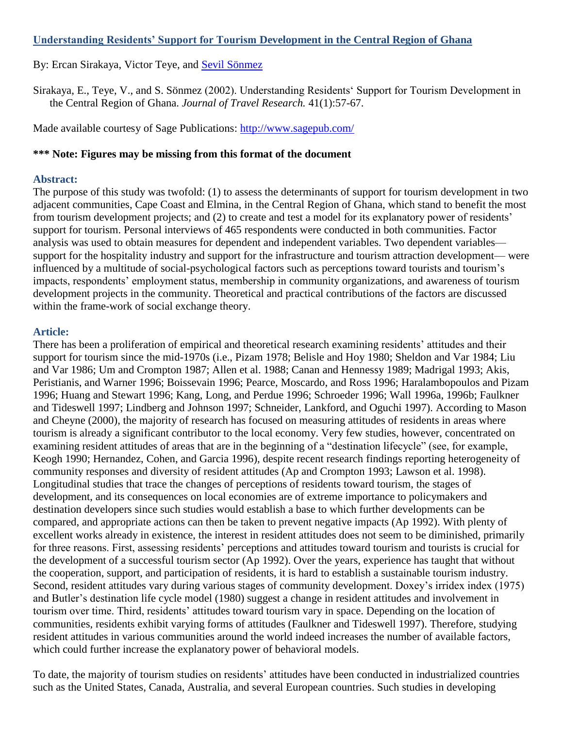# [Understanding Residents' Support for Tourism Development in the Central Region of Ghana](#)

By: Ercan Sirakaya, Victor Teye, and [Sevil Sönmez](#)

Sirakaya, E., Teye, V., and S. Sönmez (2002). Understanding Residents' Support for Tourism Development in the Central Region of Ghana. *Journal of Travel Research.* 41(1):57-67.

Made available courtesy of Sage Publications: [http://www.sagepub.com/](http://www.sagepub.com/)

**\*\*\* Note: Figures may be missing from this format of the document**

## Abstract:

The purpose of this study was twofold: (1) to assess the determinants of support for tourism development in two adjacent communities, Cape Coast and Elmina, in the Central Region of Ghana, which stand to benefit the most from tourism development projects; and (2) to create and test a model for its explanatory power of residents' support for tourism. Personal interviews of 465 respondents were conducted in both communities. Factor analysis was used to obtain measures for dependent and independent variables. Two dependent variables—support for the hospitality industry and support for the infrastructure and tourism attraction development— were influenced by a multitude of social-psychological factors such as perceptions toward tourists and tourism's impacts, respondents' employment status, membership in community organizations, and awareness of tourism development projects in the community. Theoretical and practical contributions of the factors are discussed within the frame-work of social exchange theory.

## Article:

There has been a proliferation of empirical and theoretical research examining residents' attitudes and their support for tourism since the mid-1970s (i.e., Pizam 1978; Belisle and Hoy 1980; Sheldon and Var 1984; Liu and Var 1986; Um and Crompton 1987; Allen et al. 1988; Canan and Hennessy 1989; Madrigal 1993; Akis, Peristianis, and Warner 1996; Boissevain 1996; Pearce, Moscardo, and Ross 1996; Haralambopoulos and Pizam 1996; Huang and Stewart 1996; Kang, Long, and Perdue 1996; Schroeder 1996; Wall 1996a, 1996b; Faulkner and Tideswell 1997; Lindberg and Johnson 1997; Schneider, Lankford, and Oguchi 1997). According to Mason and Cheyne (2000), the majority of research has focused on measuring attitudes of residents in areas where tourism is already a significant contributor to the local economy. Very few studies, however, concentrated on examining resident attitudes of areas that are in the beginning of a "destination lifecycle" (see, for example, Keogh 1990; Hernandez, Cohen, and Garcia 1996), despite recent research findings reporting heterogeneity of community responses and diversity of resident attitudes (Ap and Crompton 1993; Lawson et al. 1998). Longitudinal studies that trace the changes of perceptions of residents toward tourism, the stages of development, and its consequences on local economies are of extreme importance to policymakers and destination developers since such studies would establish a base to which further developments can be compared, and appropriate actions can then be taken to prevent negative impacts (Ap 1992). With plenty of excellent works already in existence, the interest in resident attitudes does not seem to be diminished, primarily for three reasons. First, assessing residents' perceptions and attitudes toward tourism and tourists is crucial for the development of a successful tourism sector (Ap 1992). Over the years, experience has taught that without the cooperation, support, and participation of residents, it is hard to establish a sustainable tourism industry. Second, resident attitudes vary during various stages of community development. Doxey's irridex index (1975) and Butler's destination life cycle model (1980) suggest a change in resident attitudes and involvement in tourism over time. Third, residents' attitudes toward tourism vary in space. Depending on the location of communities, residents exhibit varying forms of attitudes (Faulkner and Tideswell 1997). Therefore, studying resident attitudes in various communities around the world indeed increases the number of available factors, which could further increase the explanatory power of behavioral models.

To date, the majority of tourism studies on residents' attitudes have been conducted in industrialized countries such as the United States, Canada, Australia, and several European countries. Such studies in developing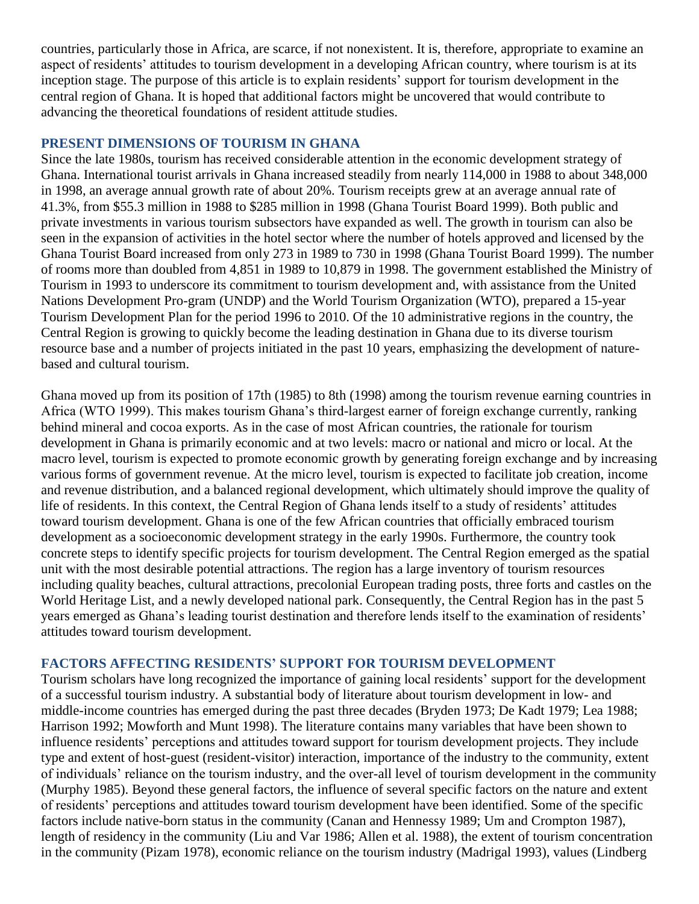countries, particularly those in Africa, are scarce, if not nonexistent. It is, therefore, appropriate to examine an aspect of residents' attitudes to tourism development in a developing African country, where tourism is at its inception stage. The purpose of this article is to explain residents' support for tourism development in the central region of Ghana. It is hoped that additional factors might be uncovered that would contribute to advancing the theoretical foundations of resident attitude studies.

## PRESENT DIMENSIONS OF TOURISM IN GHANA

Since the late 1980s, tourism has received considerable attention in the economic development strategy of Ghana. International tourist arrivals in Ghana increased steadily from nearly 114,000 in 1988 to about 348,000 in 1998, an average annual growth rate of about 20%. Tourism receipts grew at an average annual rate of 41.3%, from $55.3 million in 1988 to $285 million in 1998 (Ghana Tourist Board 1999). Both public and private investments in various tourism subsectors have expanded as well. The growth in tourism can also be seen in the expansion of activities in the hotel sector where the number of hotels approved and licensed by the Ghana Tourist Board increased from only 273 in 1989 to 730 in 1998 (Ghana Tourist Board 1999). The number of rooms more than doubled from 4,851 in 1989 to 10,879 in 1998. The government established the Ministry of Tourism in 1993 to underscore its commitment to tourism development and, with assistance from the United Nations Development Pro-gram (UNDP) and the World Tourism Organization (WTO), prepared a 15-year Tourism Development Plan for the period 1996 to 2010. Of the 10 administrative regions in the country, the Central Region is growing to quickly become the leading destination in Ghana due to its diverse tourism resource base and a number of projects initiated in the past 10 years, emphasizing the development of nature-based and cultural tourism.

Ghana moved up from its position of 17th (1985) to 8th (1998) among the tourism revenue earning countries in Africa (WTO 1999). This makes tourism Ghana's third-largest earner of foreign exchange currently, ranking behind mineral and cocoa exports. As in the case of most African countries, the rationale for tourism development in Ghana is primarily economic and at two levels: macro or national and micro or local. At the macro level, tourism is expected to promote economic growth by generating foreign exchange and by increasing various forms of government revenue. At the micro level, tourism is expected to facilitate job creation, income and revenue distribution, and a balanced regional development, which ultimately should improve the quality of life of residents. In this context, the Central Region of Ghana lends itself to a study of residents' attitudes toward tourism development. Ghana is one of the few African countries that officially embraced tourism development as a socioeconomic development strategy in the early 1990s. Furthermore, the country took concrete steps to identify specific projects for tourism development. The Central Region emerged as the spatial unit with the most desirable potential attractions. The region has a large inventory of tourism resources including quality beaches, cultural attractions, precolonial European trading posts, three forts and castles on the World Heritage List, and a newly developed national park. Consequently, the Central Region has in the past 5 years emerged as Ghana's leading tourist destination and therefore lends itself to the examination of residents' attitudes toward tourism development.

## FACTORS AFFECTING RESIDENTS' SUPPORT FOR TOURISM DEVELOPMENT

Tourism scholars have long recognized the importance of gaining local residents' support for the development of a successful tourism industry. A substantial body of literature about tourism development in low- and middle-income countries has emerged during the past three decades (Bryden 1973; De Kadt 1979; Lea 1988; Harrison 1992; Mowforth and Munt 1998). The literature contains many variables that have been shown to influence residents' perceptions and attitudes toward support for tourism development projects. They include type and extent of host-guest (resident-visitor) interaction, importance of the industry to the community, extent of individuals' reliance on the tourism industry, and the over-all level of tourism development in the community (Murphy 1985). Beyond these general factors, the influence of several specific factors on the nature and extent of residents' perceptions and attitudes toward tourism development have been identified. Some of the specific factors include native-born status in the community (Canan and Hennessy 1989; Um and Crompton 1987), length of residency in the community (Liu and Var 1986; Allen et al. 1988), the extent of tourism concentration in the community (Pizam 1978), economic reliance on the tourism industry (Madrigal 1993), values (Lindberg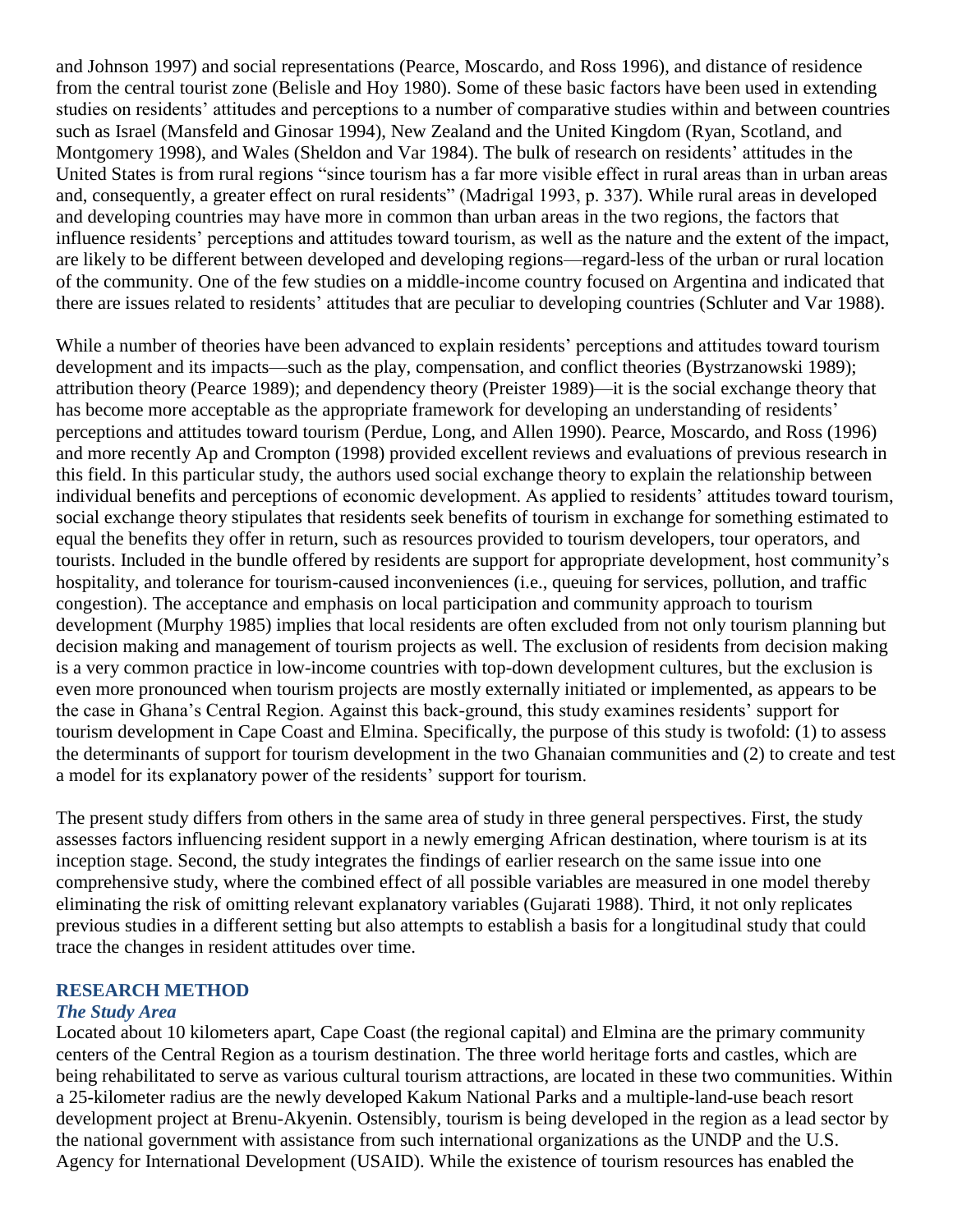and Johnson 1997) and social representations (Pearce, Moscardo, and Ross 1996), and distance of residence from the central tourist zone (Belisle and Hoy 1980). Some of these basic factors have been used in extending studies on residents' attitudes and perceptions to a number of comparative studies within and between countries such as Israel (Mansfeld and Ginosar 1994), New Zealand and the United Kingdom (Ryan, Scotland, and Montgomery 1998), and Wales (Sheldon and Var 1984). The bulk of research on residents' attitudes in the United States is from rural regions "since tourism has a far more visible effect in rural areas than in urban areas and, consequently, a greater effect on rural residents" (Madrigal 1993, p. 337). While rural areas in developed and developing countries may have more in common than urban areas in the two regions, the factors that influence residents' perceptions and attitudes toward tourism, as well as the nature and the extent of the impact, are likely to be different between developed and developing regions—regard-less of the urban or rural location of the community. One of the few studies on a middle-income country focused on Argentina and indicated that there are issues related to residents' attitudes that are peculiar to developing countries (Schluter and Var 1988).

While a number of theories have been advanced to explain residents' perceptions and attitudes toward tourism development and its impacts—such as the play, compensation, and conflict theories (Bystrzanowski 1989); attribution theory (Pearce 1989); and dependency theory (Preister 1989)—it is the social exchange theory that has become more acceptable as the appropriate framework for developing an understanding of residents' perceptions and attitudes toward tourism (Perdue, Long, and Allen 1990). Pearce, Moscardo, and Ross (1996) and more recently Ap and Crompton (1998) provided excellent reviews and evaluations of previous research in this field. In this particular study, the authors used social exchange theory to explain the relationship between individual benefits and perceptions of economic development. As applied to residents' attitudes toward tourism, social exchange theory stipulates that residents seek benefits of tourism in exchange for something estimated to equal the benefits they offer in return, such as resources provided to tourism developers, tour operators, and tourists. Included in the bundle offered by residents are support for appropriate development, host community's hospitality, and tolerance for tourism-caused inconveniences (i.e., queuing for services, pollution, and traffic congestion). The acceptance and emphasis on local participation and community approach to tourism development (Murphy 1985) implies that local residents are often excluded from not only tourism planning but decision making and management of tourism projects as well. The exclusion of residents from decision making is a very common practice in low-income countries with top-down development cultures, but the exclusion is even more pronounced when tourism projects are mostly externally initiated or implemented, as appears to be the case in Ghana's Central Region. Against this back-ground, this study examines residents' support for tourism development in Cape Coast and Elmina. Specifically, the purpose of this study is twofold: (1) to assess the determinants of support for tourism development in the two Ghanaian communities and (2) to create and test a model for its explanatory power of the residents' support for tourism.

The present study differs from others in the same area of study in three general perspectives. First, the study assesses factors influencing resident support in a newly emerging African destination, where tourism is at its inception stage. Second, the study integrates the findings of earlier research on the same issue into one comprehensive study, where the combined effect of all possible variables are measured in one model thereby eliminating the risk of omitting relevant explanatory variables (Gujarati 1988). Third, it not only replicates previous studies in a different setting but also attempts to establish a basis for a longitudinal study that could trace the changes in resident attitudes over time.

## RESEARCH METHOD

### *The Study Area*

Located about 10 kilometers apart, Cape Coast (the regional capital) and Elmina are the primary community centers of the Central Region as a tourism destination. The three world heritage forts and castles, which are being rehabilitated to serve as various cultural tourism attractions, are located in these two communities. Within a 25-kilometer radius are the newly developed Kakum National Parks and a multiple-land-use beach resort development project at Brenu-Akyenin. Ostensibly, tourism is being developed in the region as a lead sector by the national government with assistance from such international organizations as the UNDP and the U.S. Agency for International Development (USAID). While the existence of tourism resources has enabled the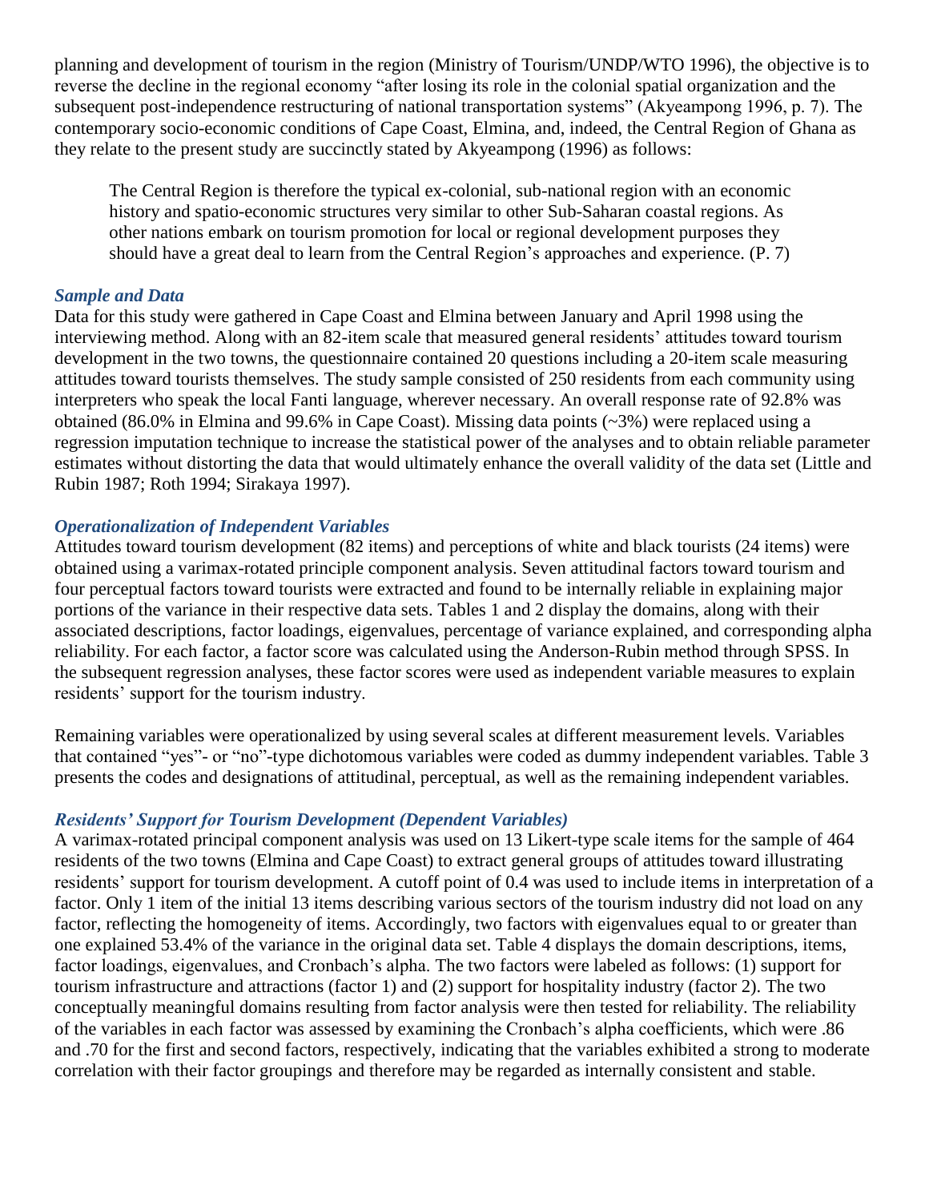planning and development of tourism in the region (Ministry of Tourism/UNDP/WTO 1996), the objective is to reverse the decline in the regional economy "after losing its role in the colonial spatial organization and the subsequent post-independence restructuring of national transportation systems" (Akyeampong 1996, p. 7). The contemporary socio-economic conditions of Cape Coast, Elmina, and, indeed, the Central Region of Ghana as they relate to the present study are succinctly stated by Akyeampong (1996) as follows:

> The Central Region is therefore the typical ex-colonial, sub-national region with an economic history and spatio-economic structures very similar to other Sub-Saharan coastal regions. As other nations embark on tourism promotion for local or regional development purposes they should have a great deal to learn from the Central Region's approaches and experience. (P. 7)

### *Sample and Data*

Data for this study were gathered in Cape Coast and Elmina between January and April 1998 using the interviewing method. Along with an 82-item scale that measured general residents' attitudes toward tourism development in the two towns, the questionnaire contained 20 questions including a 20-item scale measuring attitudes toward tourists themselves. The study sample consisted of 250 residents from each community using interpreters who speak the local Fanti language, wherever necessary. An overall response rate of 92.8% was obtained (86.0% in Elmina and 99.6% in Cape Coast). Missing data points (~3%) were replaced using a regression imputation technique to increase the statistical power of the analyses and to obtain reliable parameter estimates without distorting the data that would ultimately enhance the overall validity of the data set (Little and Rubin 1987; Roth 1994; Sirakaya 1997).

### *Operationalization of Independent Variables*

Attitudes toward tourism development (82 items) and perceptions of white and black tourists (24 items) were obtained using a varimax-rotated principle component analysis. Seven attitudinal factors toward tourism and four perceptual factors toward tourists were extracted and found to be internally reliable in explaining major portions of the variance in their respective data sets. Tables 1 and 2 display the domains, along with their associated descriptions, factor loadings, eigenvalues, percentage of variance explained, and corresponding alpha reliability. For each factor, a factor score was calculated using the Anderson-Rubin method through SPSS. In the subsequent regression analyses, these factor scores were used as independent variable measures to explain residents' support for the tourism industry.

Remaining variables were operationalized by using several scales at different measurement levels. Variables that contained "yes"- or "no"-type dichotomous variables were coded as dummy independent variables. Table 3 presents the codes and designations of attitudinal, perceptual, as well as the remaining independent variables.

### *Residents' Support for Tourism Development (Dependent Variables)*

A varimax-rotated principal component analysis was used on 13 Likert-type scale items for the sample of 464 residents of the two towns (Elmina and Cape Coast) to extract general groups of attitudes toward illustrating residents' support for tourism development. A cutoff point of 0.4 was used to include items in interpretation of a factor. Only 1 item of the initial 13 items describing various sectors of the tourism industry did not load on any factor, reflecting the homogeneity of items. Accordingly, two factors with eigenvalues equal to or greater than one explained 53.4% of the variance in the original data set. Table 4 displays the domain descriptions, items, factor loadings, eigenvalues, and Cronbach's alpha. The two factors were labeled as follows: (1) support for tourism infrastructure and attractions (factor 1) and (2) support for hospitality industry (factor 2). The two conceptually meaningful domains resulting from factor analysis were then tested for reliability. The reliability of the variables in each factor was assessed by examining the Cronbach's alpha coefficients, which were .86 and .70 for the first and second factors, respectively, indicating that the variables exhibited a strong to moderate correlation with their factor groupings and therefore may be regarded as internally consistent and stable.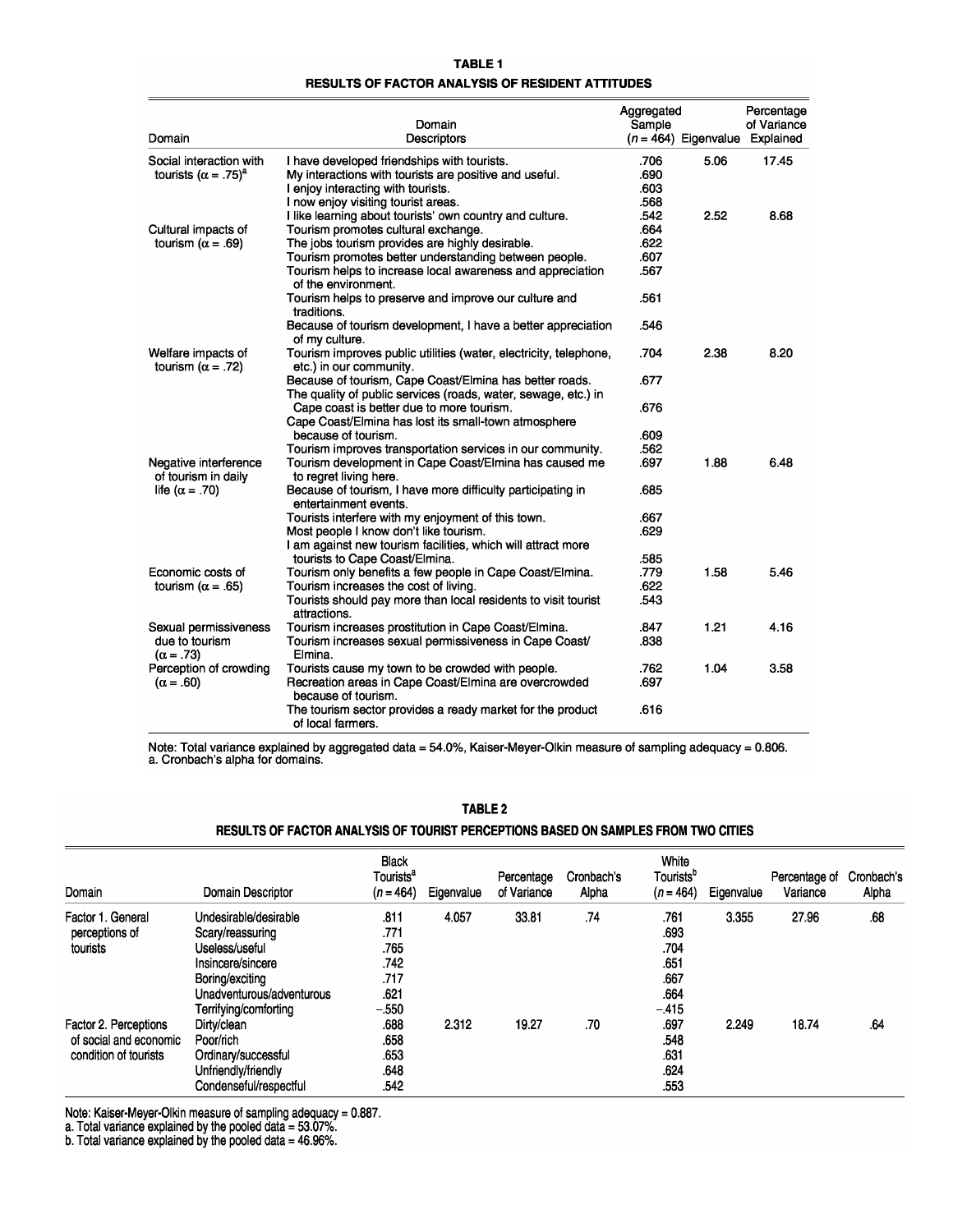**TABLE 1**

**RESULTS OF FACTOR ANALYSIS OF RESIDENT ATTITUDES**

| Domain | Domain Descriptors | Aggregated Sample ($n$ = 464) | Eigenvalue | Percentage of Variance Explained |
|---|---|---|---|---|
| Social interaction with tourists ($\alpha$ = .75)[a] | I have developed friendships with tourists. | .706 | 5.06 | 17.45 |
| | My interactions with tourists are positive and useful. | .690 | | |
| | I enjoy interacting with tourists. | .603 | | |
| | I now enjoy visiting tourist areas. | .568 | | |
| | I like learning about tourists' own country and culture. | .542 | 2.52 | 8.68 |
| Cultural impacts of tourism ($\alpha$ = .69) | Tourism promotes cultural exchange. | .664 | | |
| | The jobs tourism provides are highly desirable. | .622 | | |
| | Tourism promotes better understanding between people. | .607 | | |
| | Tourism helps to increase local awareness and appreciation of the environment. | .567 | | |
| | Tourism helps to preserve and improve our culture and traditions. | .561 | | |
| | Because of tourism development, I have a better appreciation of my culture. | .546 | | |
| Welfare impacts of tourism ($\alpha$ = .72) | Tourism improves public utilities (water, electricity, telephone, etc.) in our community. | .704 | 2.38 | 8.20 |
| | Because of tourism, Cape Coast/Elmina has better roads. | .677 | | |
| | The quality of public services (roads, water, sewage, etc.) in Cape coast is better due to more tourism. | .676 | | |
| | Cape Coast/Elmina has lost its small-town atmosphere because of tourism. | .609 | | |
| | Tourism improves transportation services in our community. | .562 | | |
| Negative interference of tourism in daily life ($\alpha$ = .70) | Tourism development in Cape Coast/Elmina has caused me to regret living here. | .697 | 1.88 | 6.48 |
| | Because of tourism, I have more difficulty participating in entertainment events. | .685 | | |
| | Tourists interfere with my enjoyment of this town. | .667 | | |
| | Most people I know don't like tourism. | .629 | | |
| | I am against new tourism facilities, which will attract more tourists to Cape Coast/Elmina. | .585 | | |
| Economic costs of tourism ($\alpha$ = .65) | Tourism only benefits a few people in Cape Coast/Elmina. | .779 | 1.58 | 5.46 |
| | Tourism increases the cost of living. | .622 | | |
| | Tourists should pay more than local residents to visit tourist attractions. | .543 | | |
| Sexual permissiveness due to tourism ($\alpha$ = .73) | Tourism increases prostitution in Cape Coast/Elmina. | .847 | 1.21 | 4.16 |
| | Tourism increases sexual permissiveness in Cape Coast/ Elmina. | .838 | | |
| Perception of crowding ($\alpha$ = .60) | Tourists cause my town to be crowded with people. | .762 | 1.04 | 3.58 |
| | Recreation areas in Cape Coast/Elmina are overcrowded because of tourism. | .697 | | |
| | The tourism sector provides a ready market for the product of local farmers. | .616 | | |

Note: Total variance explained by aggregated data = 54.0%, Kaiser-Meyer-Olkin measure of sampling adequacy = 0.806.
a. Cronbach's alpha for domains.

**TABLE 2**

**RESULTS OF FACTOR ANALYSIS OF TOURIST PERCEPTIONS BASED ON SAMPLES FROM TWO CITIES**

| Domain | Domain Descriptor | Black Tourists[a] ($n$ = 464) | Eigenvalue | Percentage of Variance | Cronbach's Alpha | White Tourists[b] ($n$ = 464) | Eigenvalue | Percentage of Variance | Cronbach's Alpha |
|---|---|---|---|---|---|---|---|---|---|
| Factor 1. General perceptions of tourists | Undesirable/desirable | .811 | 4.057 | 33.81 | .74 | .761 | 3.355 | 27.96 | .68 |
| | Scary/reassuring | .771 | | | | .693 | | | |
| | Useless/useful | .765 | | | | .704 | | | |
| | Insincere/sincere | .742 | | | | .651 | | | |
| | Boring/exciting | .717 | | | | .667 | | | |
| | Unadventurous/adventurous | .621 | | | | .664 | | | |
| | Terrifying/comforting | −.550 | | | | −.415 | | | |
| Factor 2. Perceptions of social and economic condition of tourists | Dirty/clean | .688 | 2.312 | 19.27 | .70 | .697 | 2.249 | 18.74 | .64 |
| | Poor/rich | .658 | | | | .548 | | | |
| | Ordinary/successful | .653 | | | | .631 | | | |
| | Unfriendly/friendly | .648 | | | | .624 | | | |
| | Condenseful/respectful | .542 | | | | .553 | | | |

Note: Kaiser-Meyer-Olkin measure of sampling adequacy = 0.887.
a. Total variance explained by the pooled data = 53.07%.
b. Total variance explained by the pooled data = 46.96%.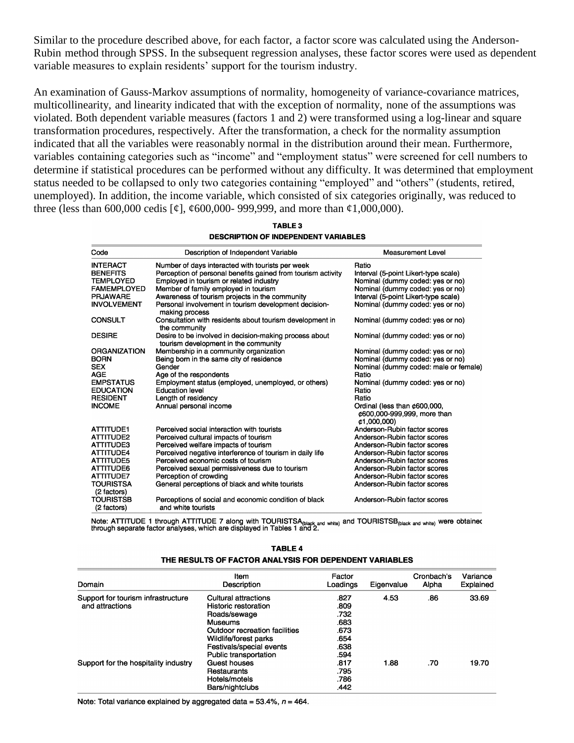Similar to the procedure described above, for each factor, a factor score was calculated using the Anderson-Rubin method through SPSS. In the subsequent regression analyses, these factor scores were used as dependent variable measures to explain residents' support for the tourism industry.

An examination of Gauss-Markov assumptions of normality, homogeneity of variance-covariance matrices, multicollinearity, and linearity indicated that with the exception of normality, none of the assumptions was violated. Both dependent variable measures (factors 1 and 2) were transformed using a log-linear and square transformation procedures, respectively. After the transformation, a check for the normality assumption indicated that all the variables were reasonably normal in the distribution around their mean. Furthermore, variables containing categories such as "income" and "employment status" were screened for cell numbers to determine if statistical procedures can be performed without any difficulty. It was determined that employment status needed to be collapsed to only two categories containing "employed" and "others" (students, retired, unemployed). In addition, the income variable, which consisted of six categories originally, was reduced to three (less than 600,000 cedis [¢], ¢600,000- 999,999, and more than ¢1,000,000).

**TABLE 3**
**DESCRIPTION OF INDEPENDENT VARIABLES**

| Code | Description of Independent Variable | Measurement Level |
|---|---|---|
| INTERACT | Number of days interacted with tourists per week | Ratio |
| BENEFITS | Perception of personal benefits gained from tourism activity | Interval (5-point Likert-type scale) |
| TEMPLOYED | Employed in tourism or related industry | Nominal (dummy coded: yes or no) |
| FAMEMPLOYED | Member of family employed in tourism | Nominal (dummy coded: yes or no) |
| PRJAWARE | Awareness of tourism projects in the community | Interval (5-point Likert-type scale) |
| INVOLVEMENT | Personal involvement in tourism development decision-making process | Nominal (dummy coded: yes or no) |
| CONSULT | Consultation with residents about tourism development in the community | Nominal (dummy coded: yes or no) |
| DESIRE | Desire to be involved in decision-making process about tourism development in the community | Nominal (dummy coded: yes or no) |
| ORGANIZATION | Membership in a community organization | Nominal (dummy coded: yes or no) |
| BORN | Being born in the same city of residence | Nominal (dummy coded: yes or no) |
| SEX | Gender | Nominal (dummy coded: male or female) |
| AGE | Age of the respondents | Ratio |
| EMPSTATUS | Employment status (employed, unemployed, or others) | Nominal (dummy coded: yes or no) |
| EDUCATION | Education level | Ratio |
| RESIDENT | Length of residency | Ratio |
| INCOME | Annual personal income | Ordinal (less than ¢600,000, ¢600,000-999,999, more than ¢1,000,000) |
| ATTITUDE1 | Perceived social interaction with tourists | Anderson-Rubin factor scores |
| ATTITUDE2 | Perceived cultural impacts of tourism | Anderson-Rubin factor scores |
| ATTITUDE3 | Perceived welfare impacts of tourism | Anderson-Rubin factor scores |
| ATTITUDE4 | Perceived negative interference of tourism in daily life | Anderson-Rubin factor scores |
| ATTITUDE5 | Perceived economic costs of tourism | Anderson-Rubin factor scores |
| ATTITUDE6 | Perceived sexual permissiveness due to tourism | Anderson-Rubin factor scores |
| ATTITUDE7 | Perception of crowding | Anderson-Rubin factor scores |
| TOURISTSA (2 factors) | General perceptions of black and white tourists | Anderson-Rubin factor scores |
| TOURISTSB (2 factors) | Perceptions of social and economic condition of black and white tourists | Anderson-Rubin factor scores |

Note: ATTITUDE 1 through ATTITUDE 7 along with $TOURISTSA_{(black\ and\ white)}$ and $TOURISTSB_{(black\ and\ white)}$ were obtained through separate factor analyses, which are displayed in Tables 1 and 2.

**TABLE 4**
**THE RESULTS OF FACTOR ANALYSIS FOR DEPENDENT VARIABLES**

| Domain | Item Description | Factor Loadings | Eigenvalue | Cronbach's Alpha | Variance Explained |
|---|---|---|---|---|---|
| Support for tourism infrastructure and attractions | Cultural attractions | .827 | 4.53 | .86 | 33.69 |
| | Historic restoration | .809 | | | |
| | Roads/sewage | .732 | | | |
| | Museums | .683 | | | |
| | Outdoor recreation facilities | .673 | | | |
| | Wildlife/forest parks | .654 | | | |
| | Festivals/special events | .638 | | | |
| | Public transportation | .594 | | | |
| Support for the hospitality industry | Guest houses | .817 | 1.88 | .70 | 19.70 |
| | Restaurants | .795 | | | |
| | Hotels/motels | .786 | | | |
| | Bars/nightclubs | .442 | | | |

Note: Total variance explained by aggregated data = 53.4%, $n = 464$.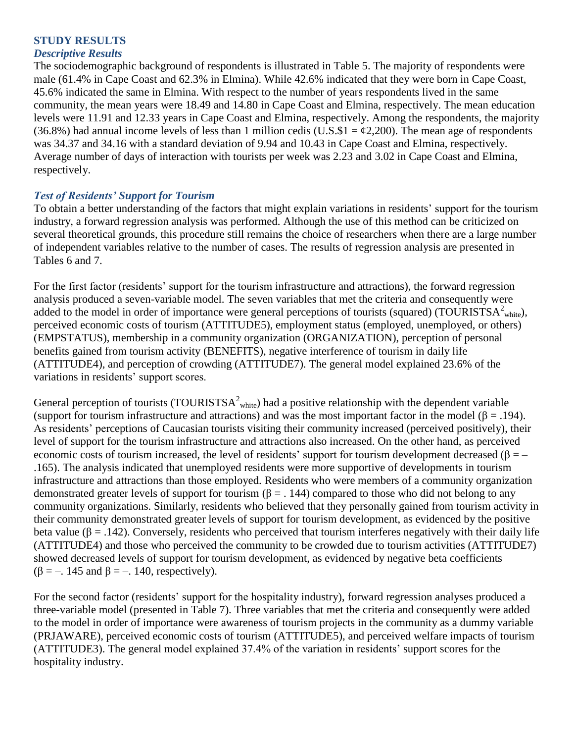## STUDY RESULTS

### *Descriptive Results*

The sociodemographic background of respondents is illustrated in Table 5. The majority of respondents were male (61.4% in Cape Coast and 62.3% in Elmina). While 42.6% indicated that they were born in Cape Coast, 45.6% indicated the same in Elmina. With respect to the number of years respondents lived in the same community, the mean years were 18.49 and 14.80 in Cape Coast and Elmina, respectively. The mean education levels were 11.91 and 12.33 years in Cape Coast and Elmina, respectively. Among the respondents, the majority (36.8%) had annual income levels of less than 1 million cedis (U.S.$1 = ¢2,200). The mean age of respondents was 34.37 and 34.16 with a standard deviation of 9.94 and 10.43 in Cape Coast and Elmina, respectively. Average number of days of interaction with tourists per week was 2.23 and 3.02 in Cape Coast and Elmina, respectively.

### *Test of Residents' Support for Tourism*

To obtain a better understanding of the factors that might explain variations in residents' support for the tourism industry, a forward regression analysis was performed. Although the use of this method can be criticized on several theoretical grounds, this procedure still remains the choice of researchers when there are a large number of independent variables relative to the number of cases. The results of regression analysis are presented in Tables 6 and 7.

For the first factor (residents' support for the tourism infrastructure and attractions), the forward regression analysis produced a seven-variable model. The seven variables that met the criteria and consequently were added to the model in order of importance were general perceptions of tourists (squared) ($\text{TOURISTSA}^2_{\text{white}}$), perceived economic costs of tourism (ATTITUDE5), employment status (employed, unemployed, or others) (EMPSTATUS), membership in a community organization (ORGANIZATION), perception of personal benefits gained from tourism activity (BENEFITS), negative interference of tourism in daily life (ATTITUDE4), and perception of crowding (ATTITUDE7). The general model explained 23.6% of the variations in residents' support scores.

General perception of tourists ($\text{TOURISTSA}^2_{\text{white}}$) had a positive relationship with the dependent variable (support for tourism infrastructure and attractions) and was the most important factor in the model ($\beta = .194$). As residents' perceptions of Caucasian tourists visiting their community increased (perceived positively), their level of support for the tourism infrastructure and attractions also increased. On the other hand, as perceived economic costs of tourism increased, the level of residents' support for tourism development decreased ($\beta = -.165$). The analysis indicated that unemployed residents were more supportive of developments in tourism infrastructure and attractions than those employed. Residents who were members of a community organization demonstrated greater levels of support for tourism ($\beta = .144$) compared to those who did not belong to any community organizations. Similarly, residents who believed that they personally gained from tourism activity in their community demonstrated greater levels of support for tourism development, as evidenced by the positive beta value ($\beta = .142$). Conversely, residents who perceived that tourism interferes negatively with their daily life (ATTITUDE4) and those who perceived the community to be crowded due to tourism activities (ATTITUDE7) showed decreased levels of support for tourism development, as evidenced by negative beta coefficients ($\beta = -.145$ and $\beta = -.140$, respectively).

For the second factor (residents' support for the hospitality industry), forward regression analyses produced a three-variable model (presented in Table 7). Three variables that met the criteria and consequently were added to the model in order of importance were awareness of tourism projects in the community as a dummy variable (PRJAWARE), perceived economic costs of tourism (ATTITUDE5), and perceived welfare impacts of tourism (ATTITUDE3). The general model explained 37.4% of the variation in residents' support scores for the hospitality industry.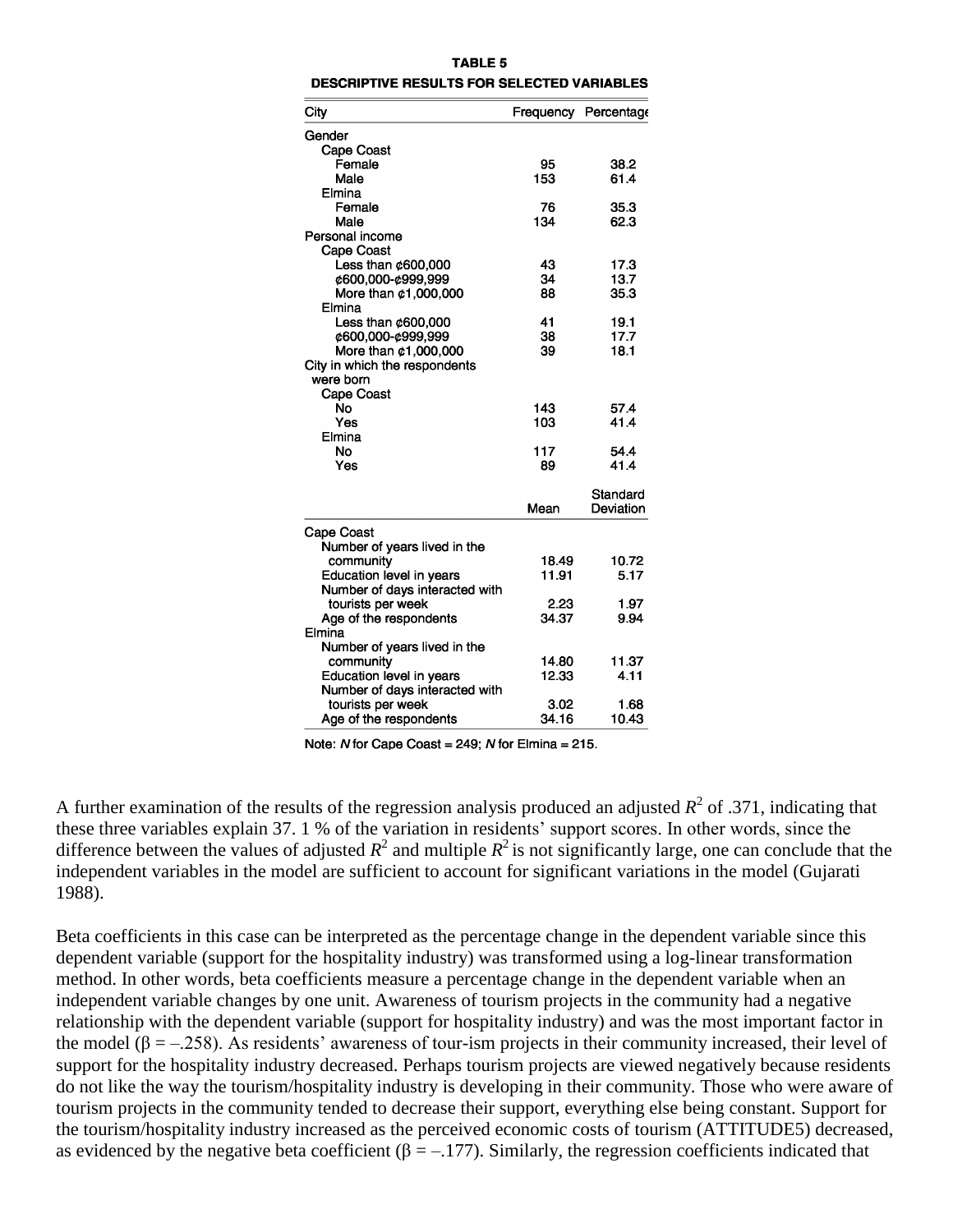**TABLE 5**
**DESCRIPTIVE RESULTS FOR SELECTED VARIABLES**

| City | Frequency | Percentage |
|---|---|---|
| Gender | | |
| Cape Coast | | |
| Female | 95 | 38.2 |
| Male | 153 | 61.4 |
| Elmina | | |
| Female | 76 | 35.3 |
| Male | 134 | 62.3 |
| Personal income | | |
| Cape Coast | | |
| Less than ¢600,000 | 43 | 17.3 |
| ¢600,000-¢999,999 | 34 | 13.7 |
| More than ¢1,000,000 | 88 | 35.3 |
| Elmina | | |
| Less than ¢600,000 | 41 | 19.1 |
| ¢600,000-¢999,999 | 38 | 17.7 |
| More than ¢1,000,000 | 39 | 18.1 |
| City in which the respondents were born | | |
| Cape Coast | | |
| No | 143 | 57.4 |
| Yes | 103 | 41.4 |
| Elmina | | |
| No | 117 | 54.4 |
| Yes | 89 | 41.4 |
| | **Mean** | **Standard Deviation** |
| Cape Coast | | |
| Number of years lived in the community | 18.49 | 10.72 |
| Education level in years | 11.91 | 5.17 |
| Number of days interacted with tourists per week | 2.23 | 1.97 |
| Age of the respondents | 34.37 | 9.94 |
| Elmina | | |
| Number of years lived in the community | 14.80 | 11.37 |
| Education level in years | 12.33 | 4.11 |
| Number of days interacted with tourists per week | 3.02 | 1.68 |
| Age of the respondents | 34.16 | 10.43 |

Note: *N* for Cape Coast = 249; *N* for Elmina = 215.

A further examination of the results of the regression analysis produced an adjusted $R^2$ of .371, indicating that these three variables explain 37. 1 % of the variation in residents' support scores. In other words, since the difference between the values of adjusted $R^2$ and multiple $R^2$ is not significantly large, one can conclude that the independent variables in the model are sufficient to account for significant variations in the model (Gujarati 1988).

Beta coefficients in this case can be interpreted as the percentage change in the dependent variable since this dependent variable (support for the hospitality industry) was transformed using a log-linear transformation method. In other words, beta coefficients measure a percentage change in the dependent variable when an independent variable changes by one unit. Awareness of tourism projects in the community had a negative relationship with the dependent variable (support for hospitality industry) and was the most important factor in the model ($\beta = -.258$). As residents' awareness of tour-ism projects in their community increased, their level of support for the hospitality industry decreased. Perhaps tourism projects are viewed negatively because residents do not like the way the tourism/hospitality industry is developing in their community. Those who were aware of tourism projects in the community tended to decrease their support, everything else being constant. Support for the tourism/hospitality industry increased as the perceived economic costs of tourism (ATTITUDE5) decreased, as evidenced by the negative beta coefficient ($\beta = -.177$). Similarly, the regression coefficients indicated that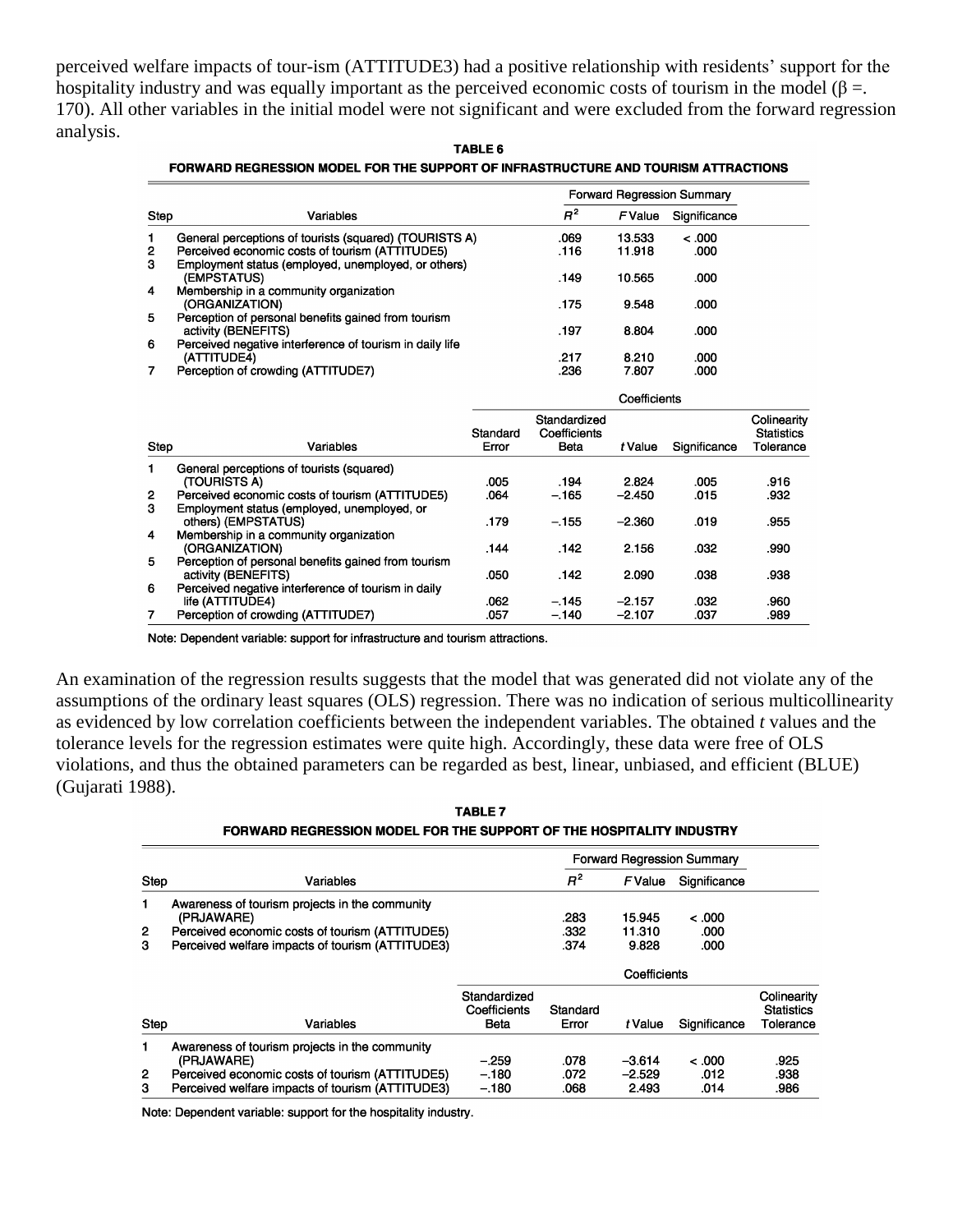perceived welfare impacts of tour-ism (ATTITUDE3) had a positive relationship with residents' support for the hospitality industry and was equally important as the perceived economic costs of tourism in the model (β =. 170). All other variables in the initial model were not significant and were excluded from the forward regression analysis.

**TABLE 6**

**FORWARD REGRESSION MODEL FOR THE SUPPORT OF INFRASTRUCTURE AND TOURISM ATTRACTIONS**

| Step | Variables | Forward Regression Summary $R^2$ | $F$ Value | Significance |
|---|---|---|---|---|
| 1 | General perceptions of tourists (squared) (TOURISTS A) | .069 | 13.533 | < .000 |
| 2 | Perceived economic costs of tourism (ATTITUDE5) | .116 | 11.918 | .000 |
| 3 | Employment status (employed, unemployed, or others) (EMPSTATUS) | .149 | 10.565 | .000 |
| 4 | Membership in a community organization (ORGANIZATION) | .175 | 9.548 | .000 |
| 5 | Perception of personal benefits gained from tourism activity (BENEFITS) | .197 | 8.804 | .000 |
| 6 | Perceived negative interference of tourism in daily life (ATTITUDE4) | .217 | 8.210 | .000 |
| 7 | Perception of crowding (ATTITUDE7) | .236 | 7.807 | .000 |

| Step | Variables | Standard Error | Standardized Coefficients Beta | $t$ Value | Significance | Colinearity Statistics Tolerance |
|---|---|---|---|---|---|---|
| 1 | General perceptions of tourists (squared) (TOURISTS A) | .005 | .194 | 2.824 | .005 | .916 |
| 2 | Perceived economic costs of tourism (ATTITUDE5) | .064 | −.165 | −2.450 | .015 | .932 |
| 3 | Employment status (employed, unemployed, or others) (EMPSTATUS) | .179 | −.155 | −2.360 | .019 | .955 |
| 4 | Membership in a community organization (ORGANIZATION) | .144 | .142 | 2.156 | .032 | .990 |
| 5 | Perception of personal benefits gained from tourism activity (BENEFITS) | .050 | .142 | 2.090 | .038 | .938 |
| 6 | Perceived negative interference of tourism in daily life (ATTITUDE4) | .062 | −.145 | −2.157 | .032 | .960 |
| 7 | Perception of crowding (ATTITUDE7) | .057 | −.140 | −2.107 | .037 | .989 |

Note: Dependent variable: support for infrastructure and tourism attractions.

An examination of the regression results suggests that the model that was generated did not violate any of the assumptions of the ordinary least squares (OLS) regression. There was no indication of serious multicollinearity as evidenced by low correlation coefficients between the independent variables. The obtained *t* values and the tolerance levels for the regression estimates were quite high. Accordingly, these data were free of OLS violations, and thus the obtained parameters can be regarded as best, linear, unbiased, and efficient (BLUE) (Gujarati 1988).

**TABLE 7**

**FORWARD REGRESSION MODEL FOR THE SUPPORT OF THE HOSPITALITY INDUSTRY**

| Step | Variables | Forward Regression Summary $R^2$ | $F$ Value | Significance |
|---|---|---|---|---|
| 1 | Awareness of tourism projects in the community (PRJAWARE) | .283 | 15.945 | < .000 |
| 2 | Perceived economic costs of tourism (ATTITUDE5) | .332 | 11.310 | .000 |
| 3 | Perceived welfare impacts of tourism (ATTITUDE3) | .374 | 9.828 | .000 |

| Step | Variables | Standardized Coefficients Beta | Standard Error | $t$ Value | Significance | Colinearity Statistics Tolerance |
|---|---|---|---|---|---|---|
| 1 | Awareness of tourism projects in the community (PRJAWARE) | −.259 | .078 | −3.614 | < .000 | .925 |
| 2 | Perceived economic costs of tourism (ATTITUDE5) | −.180 | .072 | −2.529 | .012 | .938 |
| 3 | Perceived welfare impacts of tourism (ATTITUDE3) | −.180 | .068 | 2.493 | .014 | .986 |

Note: Dependent variable: support for the hospitality industry.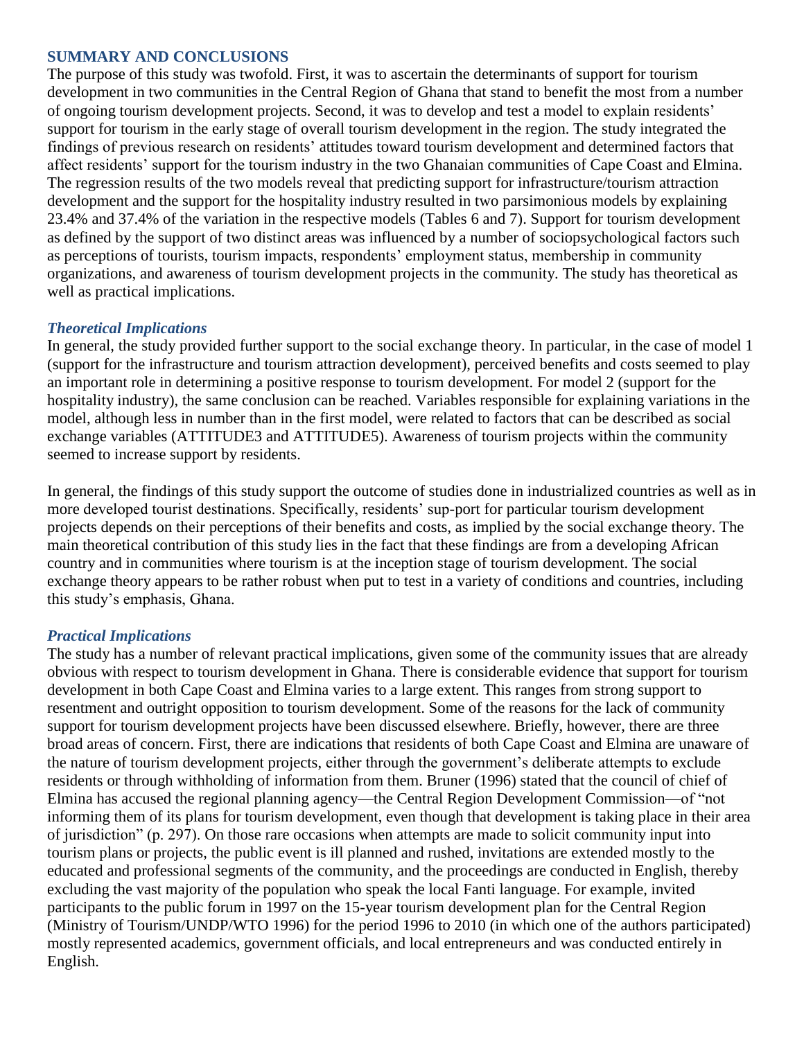## SUMMARY AND CONCLUSIONS

The purpose of this study was twofold. First, it was to ascertain the determinants of support for tourism development in two communities in the Central Region of Ghana that stand to benefit the most from a number of ongoing tourism development projects. Second, it was to develop and test a model to explain residents' support for tourism in the early stage of overall tourism development in the region. The study integrated the findings of previous research on residents' attitudes toward tourism development and determined factors that affect residents' support for the tourism industry in the two Ghanaian communities of Cape Coast and Elmina. The regression results of the two models reveal that predicting support for infrastructure/tourism attraction development and the support for the hospitality industry resulted in two parsimonious models by explaining 23.4% and 37.4% of the variation in the respective models (Tables 6 and 7). Support for tourism development as defined by the support of two distinct areas was influenced by a number of sociopsychological factors such as perceptions of tourists, tourism impacts, respondents' employment status, membership in community organizations, and awareness of tourism development projects in the community. The study has theoretical as well as practical implications.

### *Theoretical Implications*

In general, the study provided further support to the social exchange theory. In particular, in the case of model 1 (support for the infrastructure and tourism attraction development), perceived benefits and costs seemed to play an important role in determining a positive response to tourism development. For model 2 (support for the hospitality industry), the same conclusion can be reached. Variables responsible for explaining variations in the model, although less in number than in the first model, were related to factors that can be described as social exchange variables (ATTITUDE3 and ATTITUDE5). Awareness of tourism projects within the community seemed to increase support by residents.

In general, the findings of this study support the outcome of studies done in industrialized countries as well as in more developed tourist destinations. Specifically, residents' sup-port for particular tourism development projects depends on their perceptions of their benefits and costs, as implied by the social exchange theory. The main theoretical contribution of this study lies in the fact that these findings are from a developing African country and in communities where tourism is at the inception stage of tourism development. The social exchange theory appears to be rather robust when put to test in a variety of conditions and countries, including this study's emphasis, Ghana.

### *Practical Implications*

The study has a number of relevant practical implications, given some of the community issues that are already obvious with respect to tourism development in Ghana. There is considerable evidence that support for tourism development in both Cape Coast and Elmina varies to a large extent. This ranges from strong support to resentment and outright opposition to tourism development. Some of the reasons for the lack of community support for tourism development projects have been discussed elsewhere. Briefly, however, there are three broad areas of concern. First, there are indications that residents of both Cape Coast and Elmina are unaware of the nature of tourism development projects, either through the government's deliberate attempts to exclude residents or through withholding of information from them. Bruner (1996) stated that the council of chief of Elmina has accused the regional planning agency—the Central Region Development Commission—of "not informing them of its plans for tourism development, even though that development is taking place in their area of jurisdiction" (p. 297). On those rare occasions when attempts are made to solicit community input into tourism plans or projects, the public event is ill planned and rushed, invitations are extended mostly to the educated and professional segments of the community, and the proceedings are conducted in English, thereby excluding the vast majority of the population who speak the local Fanti language. For example, invited participants to the public forum in 1997 on the 15-year tourism development plan for the Central Region (Ministry of Tourism/UNDP/WTO 1996) for the period 1996 to 2010 (in which one of the authors participated) mostly represented academics, government officials, and local entrepreneurs and was conducted entirely in English.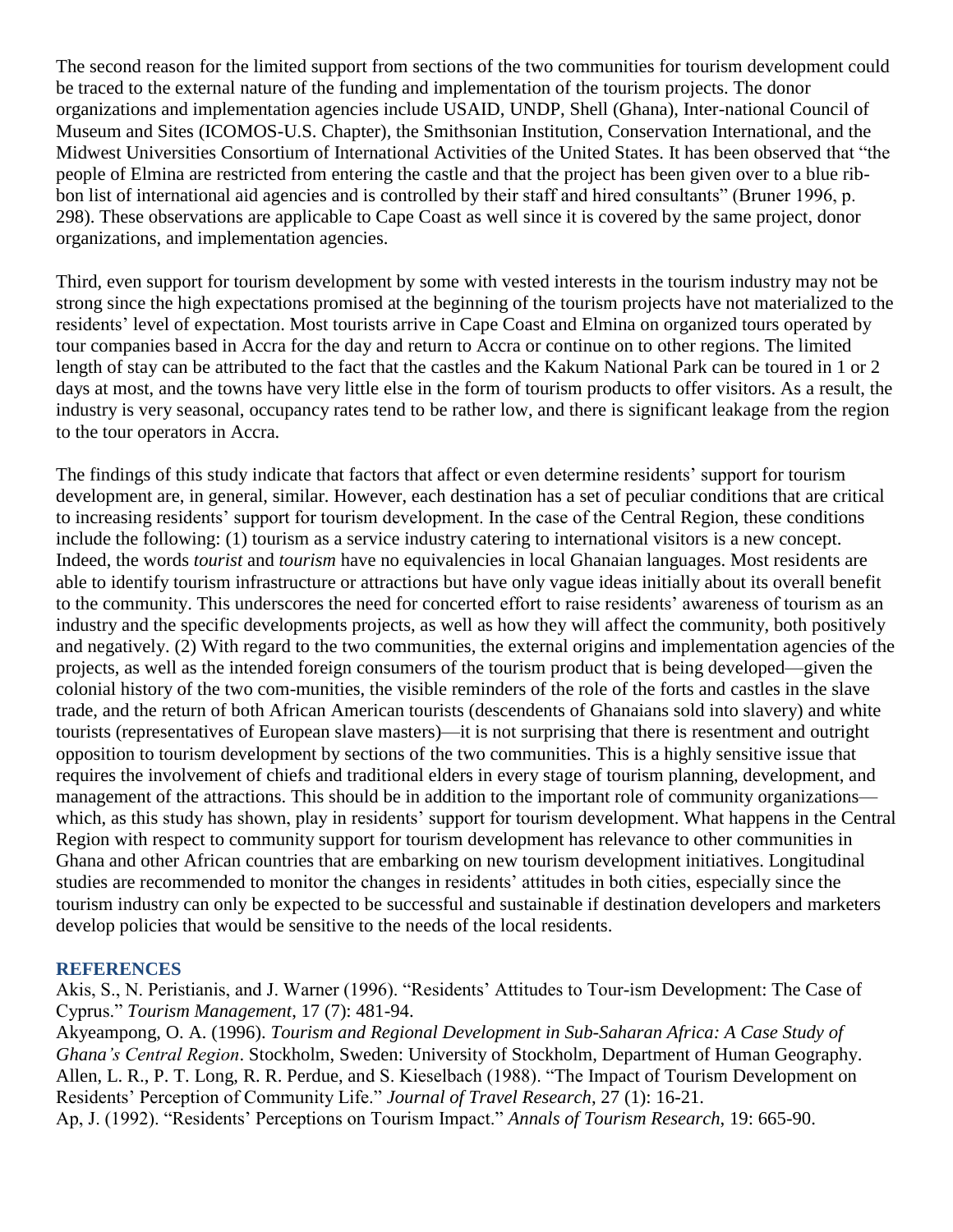The second reason for the limited support from sections of the two communities for tourism development could be traced to the external nature of the funding and implementation of the tourism projects. The donor organizations and implementation agencies include USAID, UNDP, Shell (Ghana), Inter-national Council of Museum and Sites (ICOMOS-U.S. Chapter), the Smithsonian Institution, Conservation International, and the Midwest Universities Consortium of International Activities of the United States. It has been observed that "the people of Elmina are restricted from entering the castle and that the project has been given over to a blue rib-bon list of international aid agencies and is controlled by their staff and hired consultants" (Bruner 1996, p. 298). These observations are applicable to Cape Coast as well since it is covered by the same project, donor organizations, and implementation agencies.

Third, even support for tourism development by some with vested interests in the tourism industry may not be strong since the high expectations promised at the beginning of the tourism projects have not materialized to the residents' level of expectation. Most tourists arrive in Cape Coast and Elmina on organized tours operated by tour companies based in Accra for the day and return to Accra or continue on to other regions. The limited length of stay can be attributed to the fact that the castles and the Kakum National Park can be toured in 1 or 2 days at most, and the towns have very little else in the form of tourism products to offer visitors. As a result, the industry is very seasonal, occupancy rates tend to be rather low, and there is significant leakage from the region to the tour operators in Accra.

The findings of this study indicate that factors that affect or even determine residents' support for tourism development are, in general, similar. However, each destination has a set of peculiar conditions that are critical to increasing residents' support for tourism development. In the case of the Central Region, these conditions include the following: (1) tourism as a service industry catering to international visitors is a new concept. Indeed, the words *tourist* and *tourism* have no equivalencies in local Ghanaian languages. Most residents are able to identify tourism infrastructure or attractions but have only vague ideas initially about its overall benefit to the community. This underscores the need for concerted effort to raise residents' awareness of tourism as an industry and the specific developments projects, as well as how they will affect the community, both positively and negatively. (2) With regard to the two communities, the external origins and implementation agencies of the projects, as well as the intended foreign consumers of the tourism product that is being developed—given the colonial history of the two com-munities, the visible reminders of the role of the forts and castles in the slave trade, and the return of both African American tourists (descendents of Ghanaians sold into slavery) and white tourists (representatives of European slave masters)—it is not surprising that there is resentment and outright opposition to tourism development by sections of the two communities. This is a highly sensitive issue that requires the involvement of chiefs and traditional elders in every stage of tourism planning, development, and management of the attractions. This should be in addition to the important role of community organizations—which, as this study has shown, play in residents' support for tourism development. What happens in the Central Region with respect to community support for tourism development has relevance to other communities in Ghana and other African countries that are embarking on new tourism development initiatives. Longitudinal studies are recommended to monitor the changes in residents' attitudes in both cities, especially since the tourism industry can only be expected to be successful and sustainable if destination developers and marketers develop policies that would be sensitive to the needs of the local residents.

## REFERENCES

Akis, S., N. Peristianis, and J. Warner (1996). "Residents' Attitudes to Tour-ism Development: The Case of Cyprus." *Tourism Management*, 17 (7): 481-94.

Akyeampong, O. A. (1996). *Tourism and Regional Development in Sub-Saharan Africa: A Case Study of Ghana's Central Region*. Stockholm, Sweden: University of Stockholm, Department of Human Geography.

Allen, L. R., P. T. Long, R. R. Perdue, and S. Kieselbach (1988). "The Impact of Tourism Development on Residents' Perception of Community Life." *Journal of Travel Research*, 27 (1): 16-21.

Ap, J. (1992). "Residents' Perceptions on Tourism Impact." *Annals of Tourism Research*, 19: 665-90.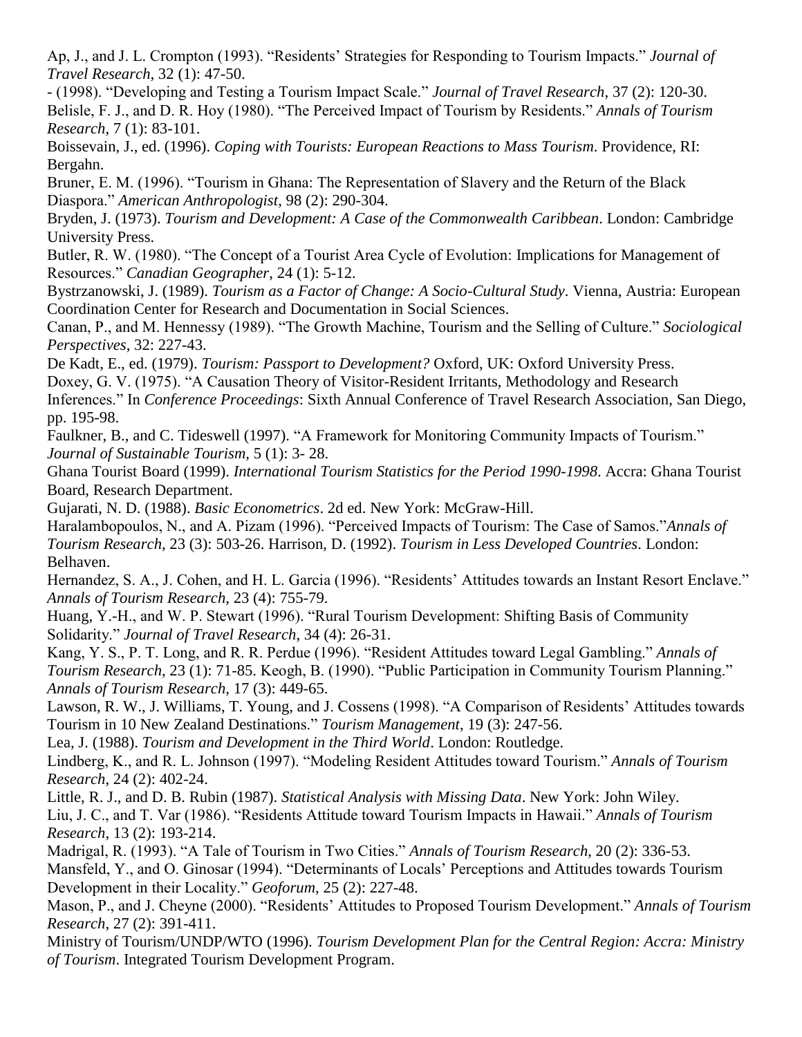Ap, J., and J. L. Crompton (1993). "Residents' Strategies for Responding to Tourism Impacts." *Journal of Travel Research*, 32 (1): 47-50.

- (1998). "Developing and Testing a Tourism Impact Scale." *Journal of Travel Research*, 37 (2): 120-30.

Belisle, F. J., and D. R. Hoy (1980). "The Perceived Impact of Tourism by Residents." *Annals of Tourism Research*, 7 (1): 83-101.

Boissevain, J., ed. (1996). *Coping with Tourists: European Reactions to Mass Tourism*. Providence, RI: Bergahn.

Bruner, E. M. (1996). "Tourism in Ghana: The Representation of Slavery and the Return of the Black Diaspora." *American Anthropologist*, 98 (2): 290-304.

Bryden, J. (1973). *Tourism and Development: A Case of the Commonwealth Caribbean*. London: Cambridge University Press.

Butler, R. W. (1980). "The Concept of a Tourist Area Cycle of Evolution: Implications for Management of Resources." *Canadian Geographer*, 24 (1): 5-12.

Bystrzanowski, J. (1989). *Tourism as a Factor of Change: A Socio-Cultural Study*. Vienna, Austria: European Coordination Center for Research and Documentation in Social Sciences.

Canan, P., and M. Hennessy (1989). "The Growth Machine, Tourism and the Selling of Culture." *Sociological Perspectives*, 32: 227-43.

De Kadt, E., ed. (1979). *Tourism: Passport to Development?* Oxford, UK: Oxford University Press.

Doxey, G. V. (1975). "A Causation Theory of Visitor-Resident Irritants, Methodology and Research Inferences." In *Conference Proceedings*: Sixth Annual Conference of Travel Research Association, San Diego, pp. 195-98.

Faulkner, B., and C. Tideswell (1997). "A Framework for Monitoring Community Impacts of Tourism." *Journal of Sustainable Tourism*, 5 (1): 3- 28.

Ghana Tourist Board (1999). *International Tourism Statistics for the Period 1990-1998*. Accra: Ghana Tourist Board, Research Department.

Gujarati, N. D. (1988). *Basic Econometrics*. 2d ed. New York: McGraw-Hill.

Haralambopoulos, N., and A. Pizam (1996). "Perceived Impacts of Tourism: The Case of Samos."*Annals of Tourism Research*, 23 (3): 503-26. Harrison, D. (1992). *Tourism in Less Developed Countries*. London: Belhaven.

Hernandez, S. A., J. Cohen, and H. L. Garcia (1996). "Residents' Attitudes towards an Instant Resort Enclave." *Annals of Tourism Research*, 23 (4): 755-79.

Huang, Y.-H., and W. P. Stewart (1996). "Rural Tourism Development: Shifting Basis of Community Solidarity." *Journal of Travel Research*, 34 (4): 26-31.

Kang, Y. S., P. T. Long, and R. R. Perdue (1996). "Resident Attitudes toward Legal Gambling." *Annals of Tourism Research*, 23 (1): 71-85. Keogh, B. (1990). "Public Participation in Community Tourism Planning." *Annals of Tourism Research*, 17 (3): 449-65.

Lawson, R. W., J. Williams, T. Young, and J. Cossens (1998). "A Comparison of Residents' Attitudes towards Tourism in 10 New Zealand Destinations." *Tourism Management*, 19 (3): 247-56.

Lea, J. (1988). *Tourism and Development in the Third World*. London: Routledge.

Lindberg, K., and R. L. Johnson (1997). "Modeling Resident Attitudes toward Tourism." *Annals of Tourism Research*, 24 (2): 402-24.

Little, R. J., and D. B. Rubin (1987). *Statistical Analysis with Missing Data*. New York: John Wiley.

Liu, J. C., and T. Var (1986). "Residents Attitude toward Tourism Impacts in Hawaii." *Annals of Tourism Research*, 13 (2): 193-214.

Madrigal, R. (1993). "A Tale of Tourism in Two Cities." *Annals of Tourism Research*, 20 (2): 336-53.

Mansfeld, Y., and O. Ginosar (1994). "Determinants of Locals' Perceptions and Attitudes towards Tourism Development in their Locality." *Geoforum*, 25 (2): 227-48.

Mason, P., and J. Cheyne (2000). "Residents' Attitudes to Proposed Tourism Development." *Annals of Tourism Research*, 27 (2): 391-411.

Ministry of Tourism/UNDP/WTO (1996). *Tourism Development Plan for the Central Region: Accra: Ministry of Tourism*. Integrated Tourism Development Program.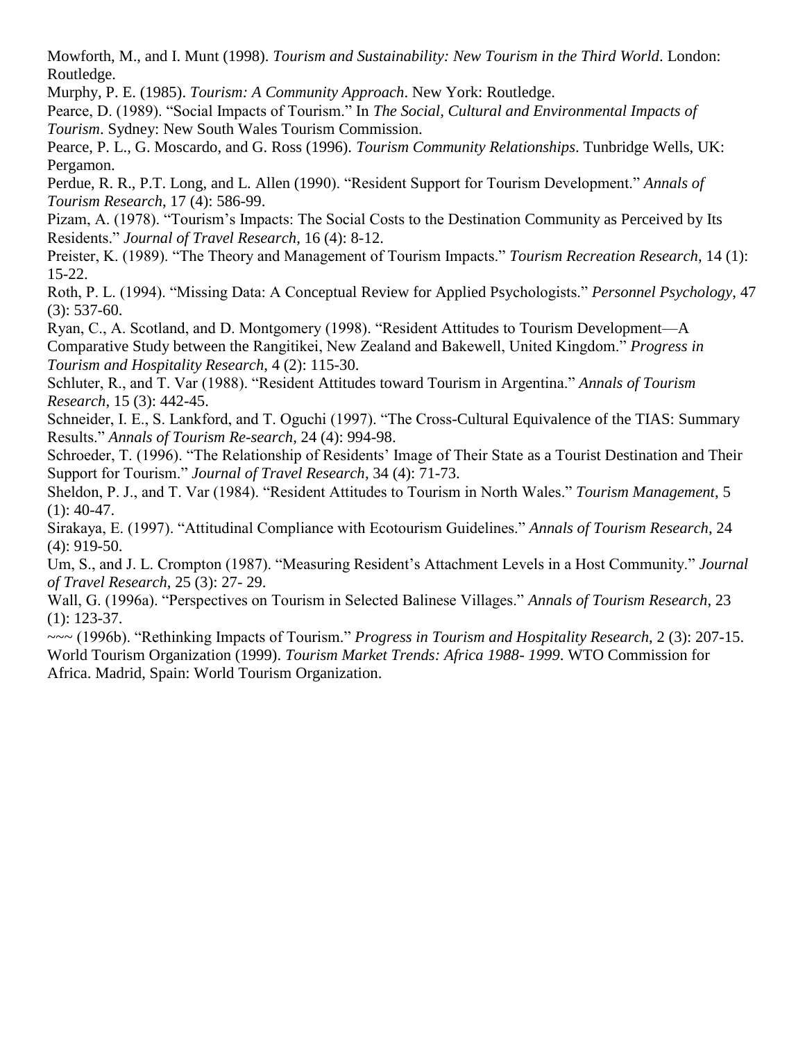Mowforth, M., and I. Munt (1998). *Tourism and Sustainability: New Tourism in the Third World*. London: Routledge.

Murphy, P. E. (1985). *Tourism: A Community Approach*. New York: Routledge.

Pearce, D. (1989). "Social Impacts of Tourism." In *The Social, Cultural and Environmental Impacts of Tourism*. Sydney: New South Wales Tourism Commission.

Pearce, P. L., G. Moscardo, and G. Ross (1996). *Tourism Community Relationships*. Tunbridge Wells, UK: Pergamon.

Perdue, R. R., P.T. Long, and L. Allen (1990). "Resident Support for Tourism Development." *Annals of Tourism Research*, 17 (4): 586-99.

Pizam, A. (1978). "Tourism's Impacts: The Social Costs to the Destination Community as Perceived by Its Residents." *Journal of Travel Research*, 16 (4): 8-12.

Preister, K. (1989). "The Theory and Management of Tourism Impacts." *Tourism Recreation Research*, 14 (1): 15-22.

Roth, P. L. (1994). "Missing Data: A Conceptual Review for Applied Psychologists." *Personnel Psychology*, 47 (3): 537-60.

Ryan, C., A. Scotland, and D. Montgomery (1998). "Resident Attitudes to Tourism Development—A Comparative Study between the Rangitikei, New Zealand and Bakewell, United Kingdom." *Progress in Tourism and Hospitality Research*, 4 (2): 115-30.

Schluter, R., and T. Var (1988). "Resident Attitudes toward Tourism in Argentina." *Annals of Tourism Research*, 15 (3): 442-45.

Schneider, I. E., S. Lankford, and T. Oguchi (1997). "The Cross-Cultural Equivalence of the TIAS: Summary Results." *Annals of Tourism Re-search*, 24 (4): 994-98.

Schroeder, T. (1996). "The Relationship of Residents' Image of Their State as a Tourist Destination and Their Support for Tourism." *Journal of Travel Research*, 34 (4): 71-73.

Sheldon, P. J., and T. Var (1984). "Resident Attitudes to Tourism in North Wales." *Tourism Management*, 5 (1): 40-47.

Sirakaya, E. (1997). "Attitudinal Compliance with Ecotourism Guidelines." *Annals of Tourism Research*, 24 (4): 919-50.

Um, S., and J. L. Crompton (1987). "Measuring Resident's Attachment Levels in a Host Community." *Journal of Travel Research*, 25 (3): 27- 29.

Wall, G. (1996a). "Perspectives on Tourism in Selected Balinese Villages." *Annals of Tourism Research*, 23 (1): 123-37.

~~~ (1996b). "Rethinking Impacts of Tourism." *Progress in Tourism and Hospitality Research*, 2 (3): 207-15.

World Tourism Organization (1999). *Tourism Market Trends: Africa 1988- 1999*. WTO Commission for Africa. Madrid, Spain: World Tourism Organization.